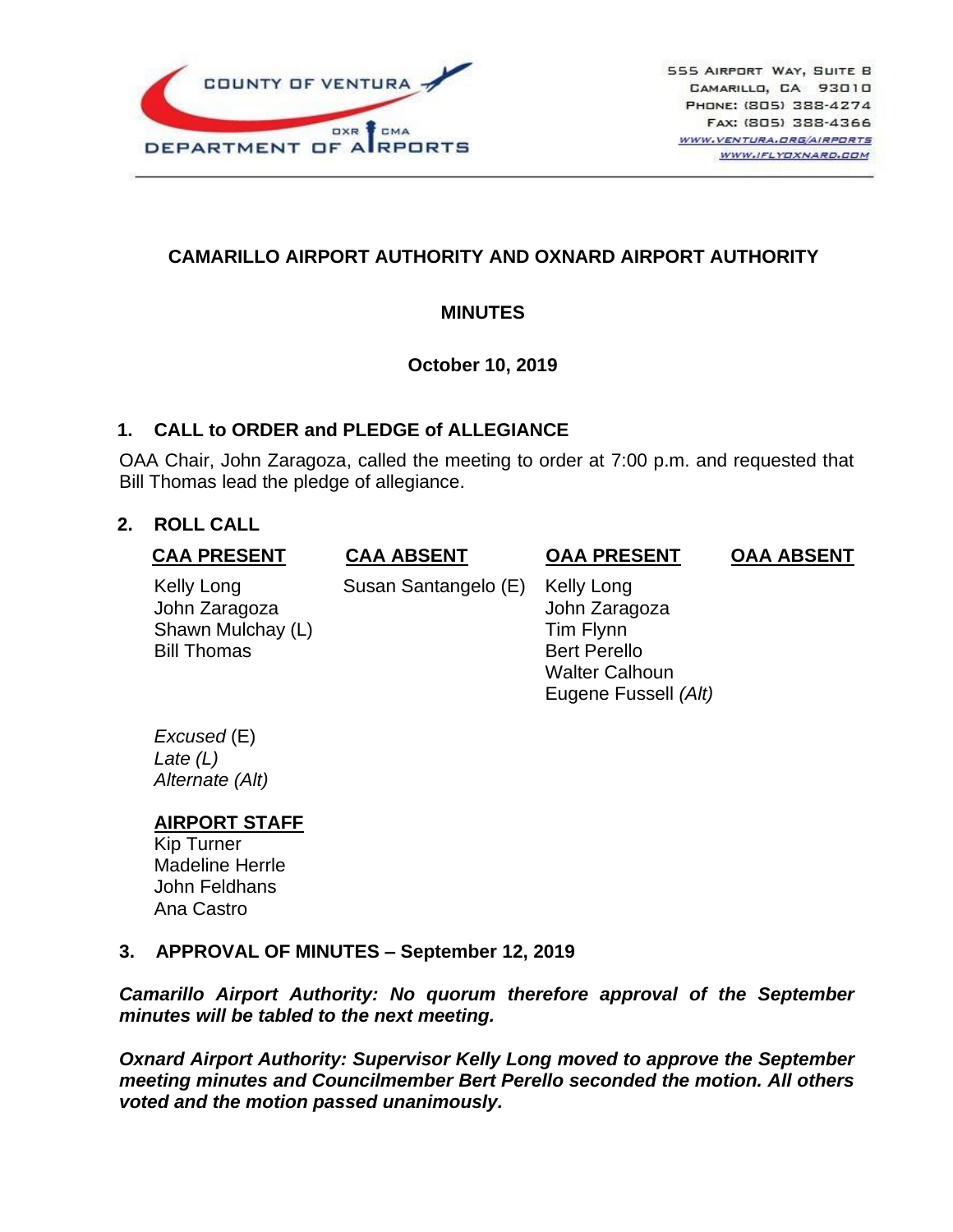COUNTY OF VENTURA
DXR CMA
DEPARTMENT OF AIRPORTS

555 AIRPORT WAY, SUITE B
CAMARILLO, CA 93010
PHONE: (805) 388-4274
FAX: (805) 388-4366
WWW.VENTURA.ORG/AIRPORTS
WWW.IFLYOXNARD.COM

# CAMARILLO AIRPORT AUTHORITY AND OXNARD AIRPORT AUTHORITY

## MINUTES

**October 10, 2019**

## 1. CALL to ORDER and PLEDGE of ALLEGIANCE

OAA Chair, John Zaragoza, called the meeting to order at 7:00 p.m. and requested that Bill Thomas lead the pledge of allegiance.

## 2. ROLL CALL

| CAA PRESENT | CAA ABSENT | OAA PRESENT | OAA ABSENT |
|---|---|---|---|
| Kelly Long | Susan Santangelo (E) | Kelly Long | |
| John Zaragoza | | John Zaragoza | |
| Shawn Mulchay (L) | | Tim Flynn | |
| Bill Thomas | | Bert Perello | |
| | | Walter Calhoun | |
| | | Eugene Fussell *(Alt)* | |

*Excused* (E)
*Late (L)*
*Alternate (Alt)*

**AIRPORT STAFF**

Kip Turner
Madeline Herrle
John Feldhans
Ana Castro

## 3. APPROVAL OF MINUTES – September 12, 2019

***Camarillo Airport Authority: No quorum therefore approval of the September minutes will be tabled to the next meeting.***

***Oxnard Airport Authority: Supervisor Kelly Long moved to approve the September meeting minutes and Councilmember Bert Perello seconded the motion. All others voted and the motion passed unanimously.***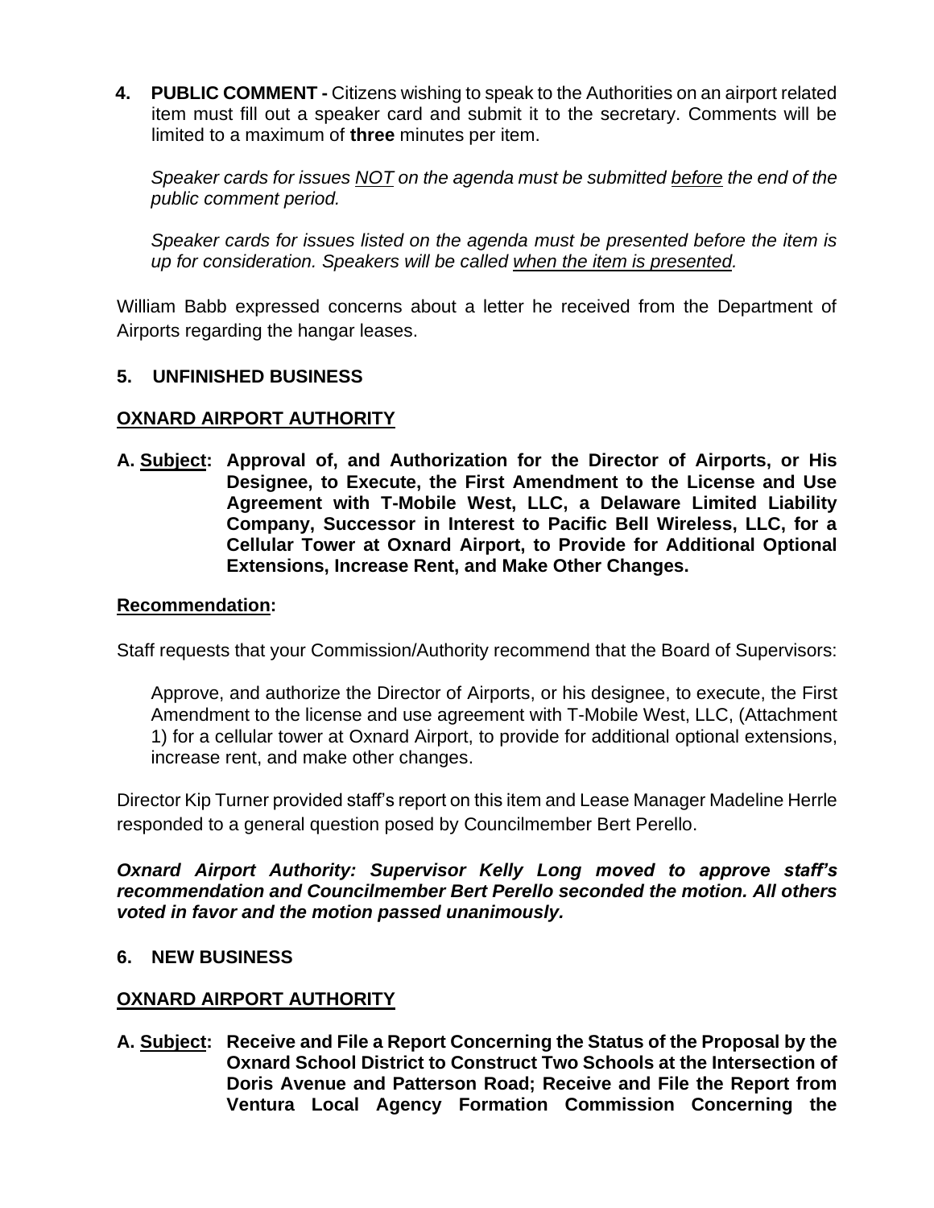**4. PUBLIC COMMENT -** Citizens wishing to speak to the Authorities on an airport related item must fill out a speaker card and submit it to the secretary. Comments will be limited to a maximum of **three** minutes per item.

*Speaker cards for issues NOT on the agenda must be submitted before the end of the public comment period.*

*Speaker cards for issues listed on the agenda must be presented before the item is up for consideration. Speakers will be called when the item is presented.*

William Babb expressed concerns about a letter he received from the Department of Airports regarding the hangar leases.

## 5. UNFINISHED BUSINESS

### OXNARD AIRPORT AUTHORITY

**A. Subject: Approval of, and Authorization for the Director of Airports, or His Designee, to Execute, the First Amendment to the License and Use Agreement with T-Mobile West, LLC, a Delaware Limited Liability Company, Successor in Interest to Pacific Bell Wireless, LLC, for a Cellular Tower at Oxnard Airport, to Provide for Additional Optional Extensions, Increase Rent, and Make Other Changes.**

**Recommendation:**

Staff requests that your Commission/Authority recommend that the Board of Supervisors:

Approve, and authorize the Director of Airports, or his designee, to execute, the First Amendment to the license and use agreement with T-Mobile West, LLC, (Attachment 1) for a cellular tower at Oxnard Airport, to provide for additional optional extensions, increase rent, and make other changes.

Director Kip Turner provided staff's report on this item and Lease Manager Madeline Herrle responded to a general question posed by Councilmember Bert Perello.

***Oxnard Airport Authority: Supervisor Kelly Long moved to approve staff's recommendation and Councilmember Bert Perello seconded the motion. All others voted in favor and the motion passed unanimously.***

## 6. NEW BUSINESS

### OXNARD AIRPORT AUTHORITY

**A. Subject: Receive and File a Report Concerning the Status of the Proposal by the Oxnard School District to Construct Two Schools at the Intersection of Doris Avenue and Patterson Road; Receive and File the Report from Ventura Local Agency Formation Commission Concerning the**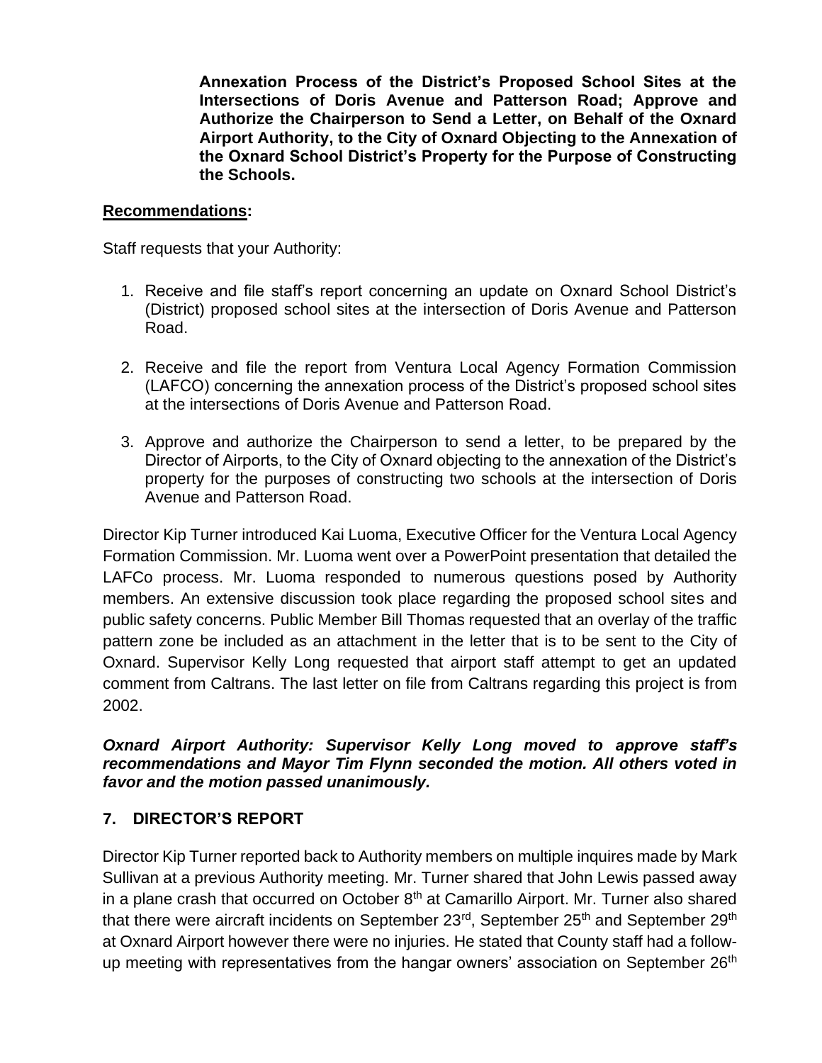**Annexation Process of the District's Proposed School Sites at the Intersections of Doris Avenue and Patterson Road; Approve and Authorize the Chairperson to Send a Letter, on Behalf of the Oxnard Airport Authority, to the City of Oxnard Objecting to the Annexation of the Oxnard School District's Property for the Purpose of Constructing the Schools.**

**<u>Recommendations</u>:**

Staff requests that your Authority:

1. Receive and file staff's report concerning an update on Oxnard School District's (District) proposed school sites at the intersection of Doris Avenue and Patterson Road.

2. Receive and file the report from Ventura Local Agency Formation Commission (LAFCO) concerning the annexation process of the District's proposed school sites at the intersections of Doris Avenue and Patterson Road.

3. Approve and authorize the Chairperson to send a letter, to be prepared by the Director of Airports, to the City of Oxnard objecting to the annexation of the District's property for the purposes of constructing two schools at the intersection of Doris Avenue and Patterson Road.

Director Kip Turner introduced Kai Luoma, Executive Officer for the Ventura Local Agency Formation Commission. Mr. Luoma went over a PowerPoint presentation that detailed the LAFCo process. Mr. Luoma responded to numerous questions posed by Authority members. An extensive discussion took place regarding the proposed school sites and public safety concerns. Public Member Bill Thomas requested that an overlay of the traffic pattern zone be included as an attachment in the letter that is to be sent to the City of Oxnard. Supervisor Kelly Long requested that airport staff attempt to get an updated comment from Caltrans. The last letter on file from Caltrans regarding this project is from 2002.

***Oxnard Airport Authority: Supervisor Kelly Long moved to approve staff's recommendations and Mayor Tim Flynn seconded the motion. All others voted in favor and the motion passed unanimously.***

## 7. DIRECTOR'S REPORT

Director Kip Turner reported back to Authority members on multiple inquires made by Mark Sullivan at a previous Authority meeting. Mr. Turner shared that John Lewis passed away in a plane crash that occurred on October 8th at Camarillo Airport. Mr. Turner also shared that there were aircraft incidents on September 23rd, September 25th and September 29th at Oxnard Airport however there were no injuries. He stated that County staff had a follow-up meeting with representatives from the hangar owners' association on September 26th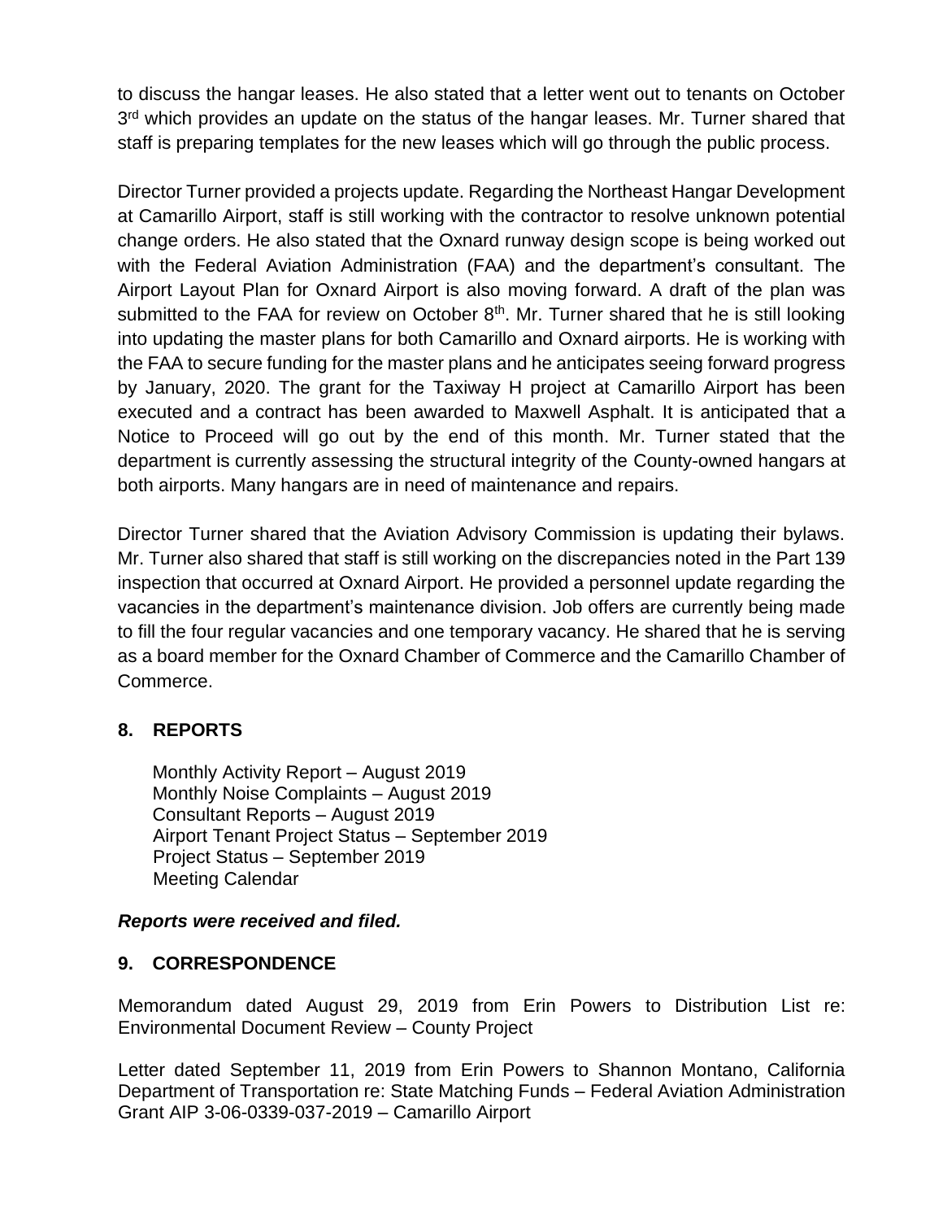to discuss the hangar leases. He also stated that a letter went out to tenants on October 3rd which provides an update on the status of the hangar leases. Mr. Turner shared that staff is preparing templates for the new leases which will go through the public process.

Director Turner provided a projects update. Regarding the Northeast Hangar Development at Camarillo Airport, staff is still working with the contractor to resolve unknown potential change orders. He also stated that the Oxnard runway design scope is being worked out with the Federal Aviation Administration (FAA) and the department's consultant. The Airport Layout Plan for Oxnard Airport is also moving forward. A draft of the plan was submitted to the FAA for review on October 8th. Mr. Turner shared that he is still looking into updating the master plans for both Camarillo and Oxnard airports. He is working with the FAA to secure funding for the master plans and he anticipates seeing forward progress by January, 2020. The grant for the Taxiway H project at Camarillo Airport has been executed and a contract has been awarded to Maxwell Asphalt. It is anticipated that a Notice to Proceed will go out by the end of this month. Mr. Turner stated that the department is currently assessing the structural integrity of the County-owned hangars at both airports. Many hangars are in need of maintenance and repairs.

Director Turner shared that the Aviation Advisory Commission is updating their bylaws. Mr. Turner also shared that staff is still working on the discrepancies noted in the Part 139 inspection that occurred at Oxnard Airport. He provided a personnel update regarding the vacancies in the department's maintenance division. Job offers are currently being made to fill the four regular vacancies and one temporary vacancy. He shared that he is serving as a board member for the Oxnard Chamber of Commerce and the Camarillo Chamber of Commerce.

## 8. REPORTS

Monthly Activity Report – August 2019
Monthly Noise Complaints – August 2019
Consultant Reports – August 2019
Airport Tenant Project Status – September 2019
Project Status – September 2019
Meeting Calendar

***Reports were received and filed.***

## 9. CORRESPONDENCE

Memorandum dated August 29, 2019 from Erin Powers to Distribution List re: Environmental Document Review – County Project

Letter dated September 11, 2019 from Erin Powers to Shannon Montano, California Department of Transportation re: State Matching Funds – Federal Aviation Administration Grant AIP 3-06-0339-037-2019 – Camarillo Airport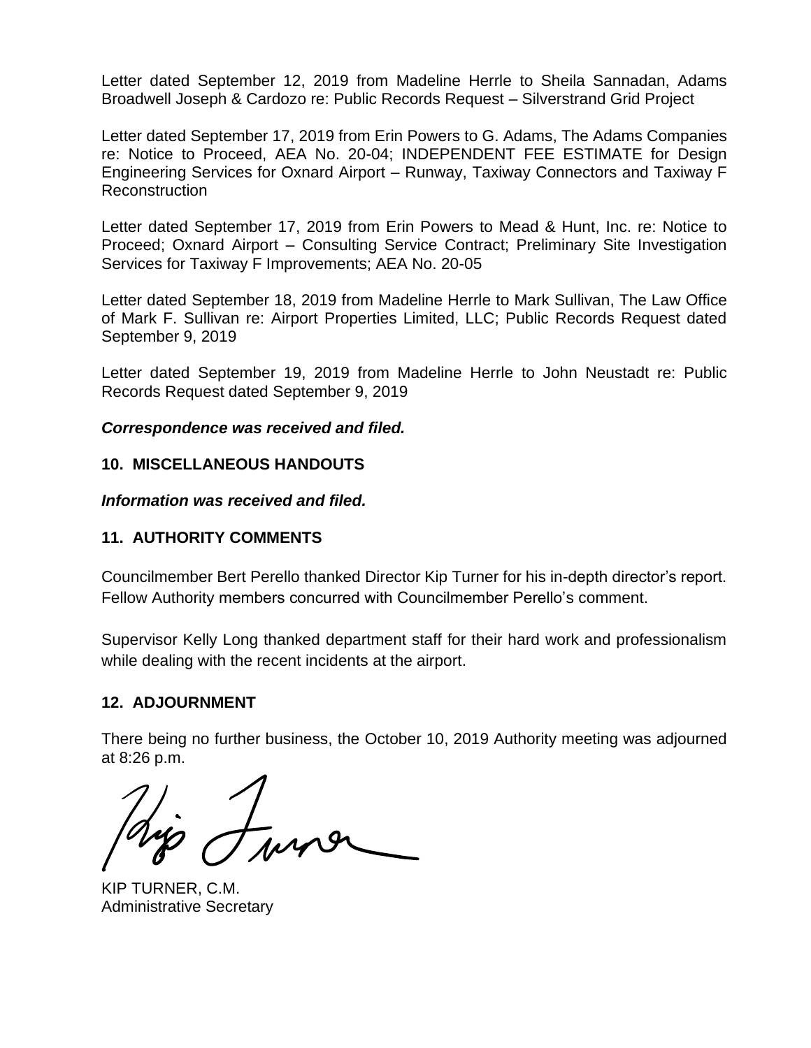Letter dated September 12, 2019 from Madeline Herrle to Sheila Sannadan, Adams Broadwell Joseph & Cardozo re: Public Records Request – Silverstrand Grid Project

Letter dated September 17, 2019 from Erin Powers to G. Adams, The Adams Companies re: Notice to Proceed, AEA No. 20-04; INDEPENDENT FEE ESTIMATE for Design Engineering Services for Oxnard Airport – Runway, Taxiway Connectors and Taxiway F Reconstruction

Letter dated September 17, 2019 from Erin Powers to Mead & Hunt, Inc. re: Notice to Proceed; Oxnard Airport – Consulting Service Contract; Preliminary Site Investigation Services for Taxiway F Improvements; AEA No. 20-05

Letter dated September 18, 2019 from Madeline Herrle to Mark Sullivan, The Law Office of Mark F. Sullivan re: Airport Properties Limited, LLC; Public Records Request dated September 9, 2019

Letter dated September 19, 2019 from Madeline Herrle to John Neustadt re: Public Records Request dated September 9, 2019

***Correspondence was received and filed.***

## 10. MISCELLANEOUS HANDOUTS

***Information was received and filed.***

## 11. AUTHORITY COMMENTS

Councilmember Bert Perello thanked Director Kip Turner for his in-depth director's report. Fellow Authority members concurred with Councilmember Perello's comment.

Supervisor Kelly Long thanked department staff for their hard work and professionalism while dealing with the recent incidents at the airport.

## 12. ADJOURNMENT

There being no further business, the October 10, 2019 Authority meeting was adjourned at 8:26 p.m.

KIP TURNER, C.M.
Administrative Secretary